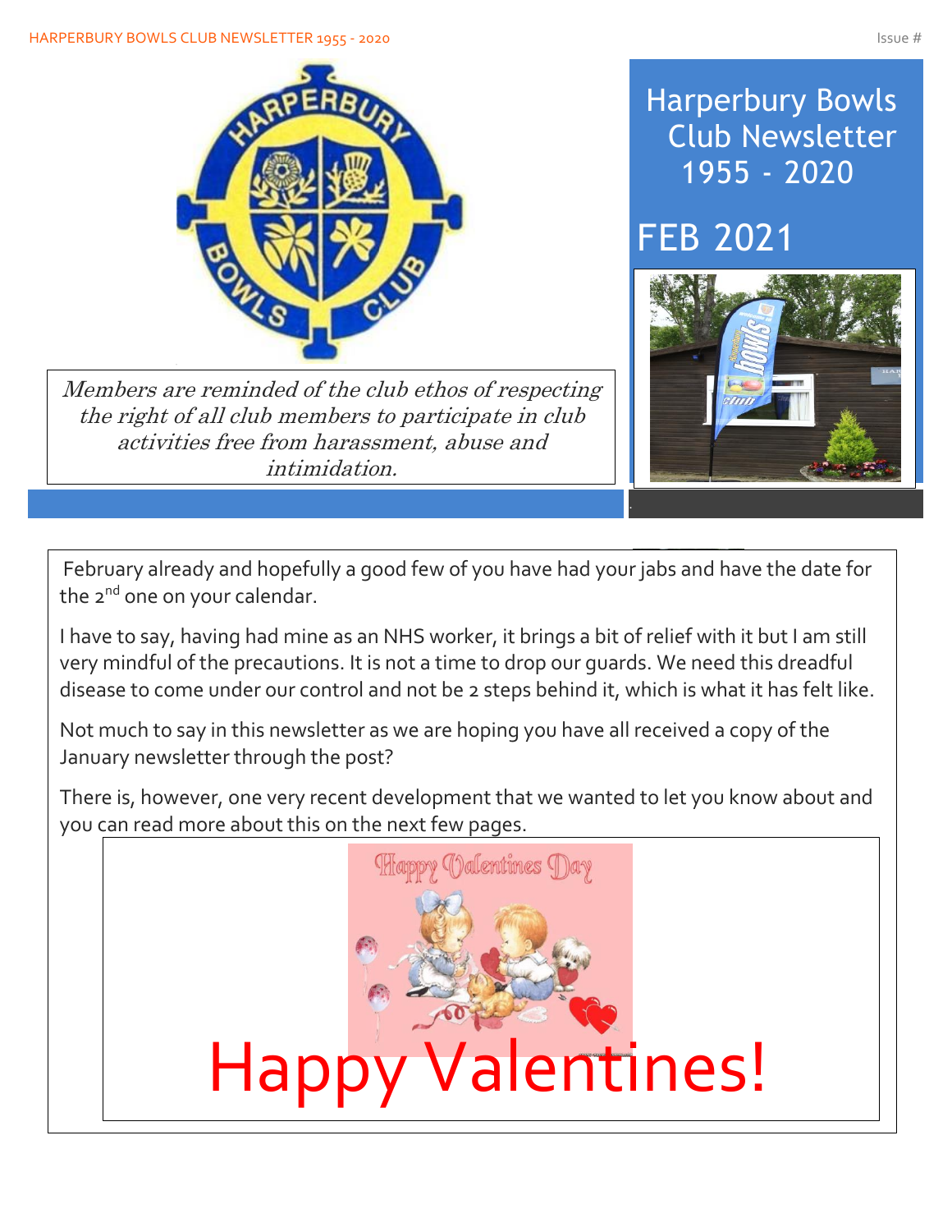# Harperbury Bowls Club Newsletter 1955 - 2020

## FEB 2021

*Members are reminded of the club ethos of respecting the right of all club members to participate in club activities free from harassment, abuse and intimidation.*

February already and hopefully a good few of you have had your jabs and have the date for the 2nd one on your calendar.

I have to say, having had mine as an NHS worker, it brings a bit of relief with it but I am still very mindful of the precautions. It is not a time to drop our guards. We need this dreadful disease to come under our control and not be 2 steps behind it, which is what it has felt like.

Not much to say in this newsletter as we are hoping you have all received a copy of the January newsletter through the post?

There is, however, one very recent development that we wanted to let you know about and you can read more about this on the next few pages.

Happy Valentines!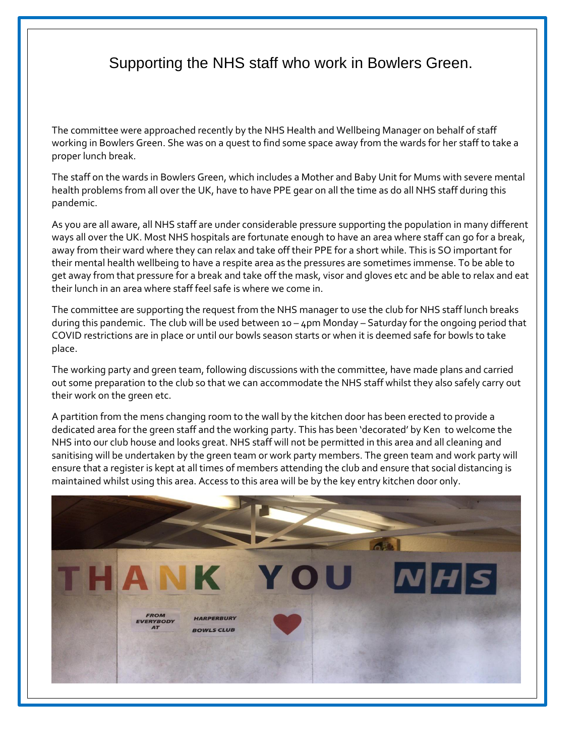# Supporting the NHS staff who work in Bowlers Green.

The committee were approached recently by the NHS Health and Wellbeing Manager on behalf of staff working in Bowlers Green. She was on a quest to find some space away from the wards for her staff to take a proper lunch break.

The staff on the wards in Bowlers Green, which includes a Mother and Baby Unit for Mums with severe mental health problems from all over the UK, have to have PPE gear on all the time as do all NHS staff during this pandemic.

As you are all aware, all NHS staff are under considerable pressure supporting the population in many different ways all over the UK. Most NHS hospitals are fortunate enough to have an area where staff can go for a break, away from their ward where they can relax and take off their PPE for a short while. This is SO important for their mental health wellbeing to have a respite area as the pressures are sometimes immense. To be able to get away from that pressure for a break and take off the mask, visor and gloves etc and be able to relax and eat their lunch in an area where staff feel safe is where we come in.

The committee are supporting the request from the NHS manager to use the club for NHS staff lunch breaks during this pandemic. The club will be used between 10 – 4pm Monday – Saturday for the ongoing period that COVID restrictions are in place or until our bowls season starts or when it is deemed safe for bowls to take place.

The working party and green team, following discussions with the committee, have made plans and carried out some preparation to the club so that we can accommodate the NHS staff whilst they also safely carry out their work on the green etc.

A partition from the mens changing room to the wall by the kitchen door has been erected to provide a dedicated area for the green staff and the working party. This has been 'decorated' by Ken to welcome the NHS into our club house and looks great. NHS staff will not be permitted in this area and all cleaning and sanitising will be undertaken by the green team or work party members. The green team and work party will ensure that a register is kept at all times of members attending the club and ensure that social distancing is maintained whilst using this area. Access to this area will be by the key entry kitchen door only.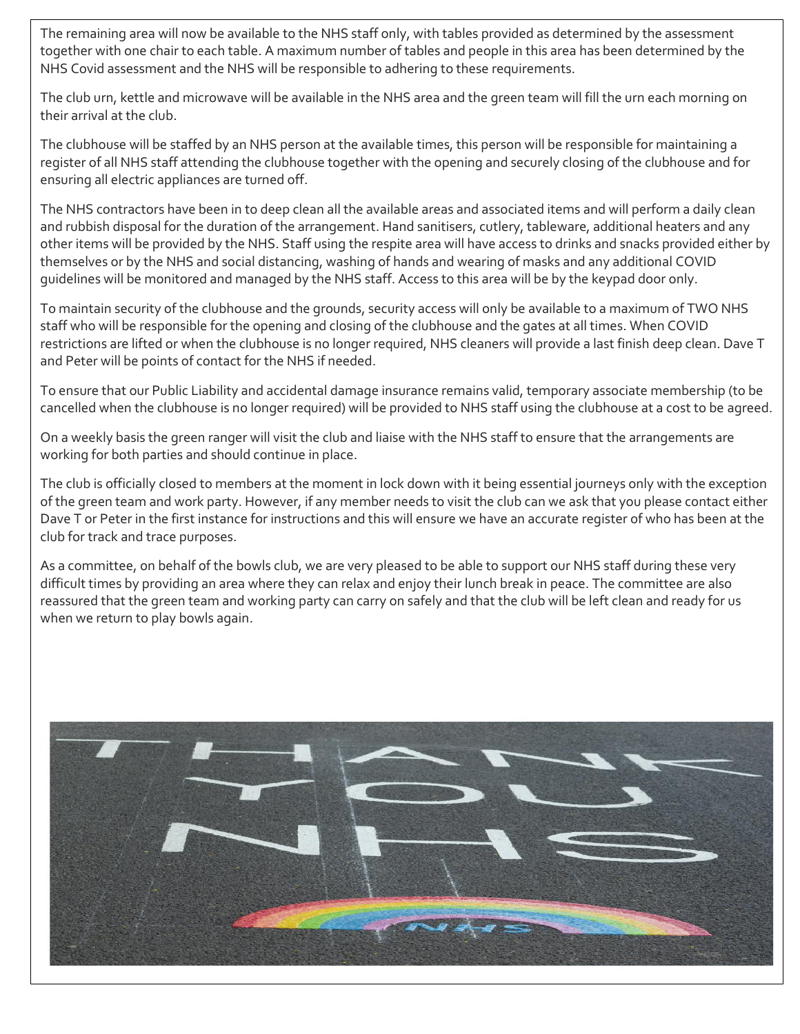The remaining area will now be available to the NHS staff only, with tables provided as determined by the assessment together with one chair to each table. A maximum number of tables and people in this area has been determined by the NHS Covid assessment and the NHS will be responsible to adhering to these requirements.

The club urn, kettle and microwave will be available in the NHS area and the green team will fill the urn each morning on their arrival at the club.

The clubhouse will be staffed by an NHS person at the available times, this person will be responsible for maintaining a register of all NHS staff attending the clubhouse together with the opening and securely closing of the clubhouse and for ensuring all electric appliances are turned off.

The NHS contractors have been in to deep clean all the available areas and associated items and will perform a daily clean and rubbish disposal for the duration of the arrangement. Hand sanitisers, cutlery, tableware, additional heaters and any other items will be provided by the NHS. Staff using the respite area will have access to drinks and snacks provided either by themselves or by the NHS and social distancing, washing of hands and wearing of masks and any additional COVID guidelines will be monitored and managed by the NHS staff. Access to this area will be by the keypad door only.

To maintain security of the clubhouse and the grounds, security access will only be available to a maximum of TWO NHS staff who will be responsible for the opening and closing of the clubhouse and the gates at all times. When COVID restrictions are lifted or when the clubhouse is no longer required, NHS cleaners will provide a last finish deep clean. Dave T and Peter will be points of contact for the NHS if needed.

To ensure that our Public Liability and accidental damage insurance remains valid, temporary associate membership (to be cancelled when the clubhouse is no longer required) will be provided to NHS staff using the clubhouse at a cost to be agreed.

On a weekly basis the green ranger will visit the club and liaise with the NHS staff to ensure that the arrangements are working for both parties and should continue in place.

The club is officially closed to members at the moment in lock down with it being essential journeys only with the exception of the green team and work party. However, if any member needs to visit the club can we ask that you please contact either Dave T or Peter in the first instance for instructions and this will ensure we have an accurate register of who has been at the club for track and trace purposes.

As a committee, on behalf of the bowls club, we are very pleased to be able to support our NHS staff during these very difficult times by providing an area where they can relax and enjoy their lunch break in peace. The committee are also reassured that the green team and working party can carry on safely and that the club will be left clean and ready for us when we return to play bowls again.